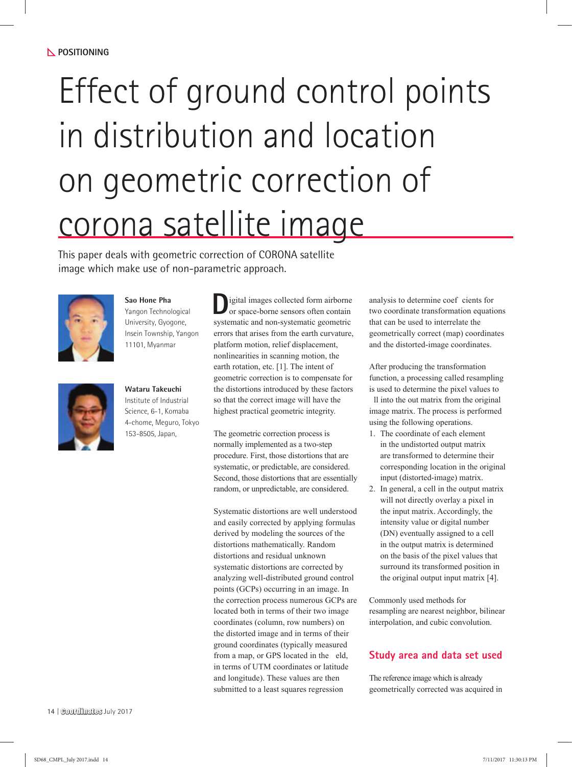POSITIONING

# Effect of ground control points in distribution and location on geometric correction of corona satellite image

This paper deals with geometric correction of CORONA satellite image which make use of non-parametric approach.

**Sao Hone Pha**
Yangon Technological University, Gyogone, Insein Township, Yangon 11101, Myanmar

**Wataru Takeuchi**
Institute of Industrial Science, 6-1, Komaba 4-chome, Meguro, Tokyo 153-8505, Japan,

Digital images collected form airborne or space-borne sensors often contain systematic and non-systematic geometric errors that arises from the earth curvature, platform motion, relief displacement, nonlinearities in scanning motion, the earth rotation, etc. [1]. The intent of geometric correction is to compensate for the distortions introduced by these factors so that the correct image will have the highest practical geometric integrity.

The geometric correction process is normally implemented as a two-step procedure. First, those distortions that are systematic, or predictable, are considered. Second, those distortions that are essentially random, or unpredictable, are considered.

Systematic distortions are well understood and easily corrected by applying formulas derived by modeling the sources of the distortions mathematically. Random distortions and residual unknown systematic distortions are corrected by analyzing well-distributed ground control points (GCPs) occurring in an image. In the correction process numerous GCPs are located both in terms of their two image coordinates (column, row numbers) on the distorted image and in terms of their ground coordinates (typically measured from a map, or GPS located in the eld, in terms of UTM coordinates or latitude and longitude). These values are then submitted to a least squares regression analysis to determine coef cients for two coordinate transformation equations that can be used to interrelate the geometrically correct (map) coordinates and the distorted-image coordinates.

After producing the transformation function, a processing called resampling is used to determine the pixel values to ll into the out matrix from the original image matrix. The process is performed using the following operations.

1. The coordinate of each element in the undistorted output matrix are transformed to determine their corresponding location in the original input (distorted-image) matrix.
2. In general, a cell in the output matrix will not directly overlay a pixel in the input matrix. Accordingly, the intensity value or digital number (DN) eventually assigned to a cell in the output matrix is determined on the basis of the pixel values that surround its transformed position in the original output input matrix [4].

Commonly used methods for resampling are nearest neighbor, bilinear interpolation, and cubic convolution.

## Study area and data set used

The reference image which is already geometrically corrected was acquired in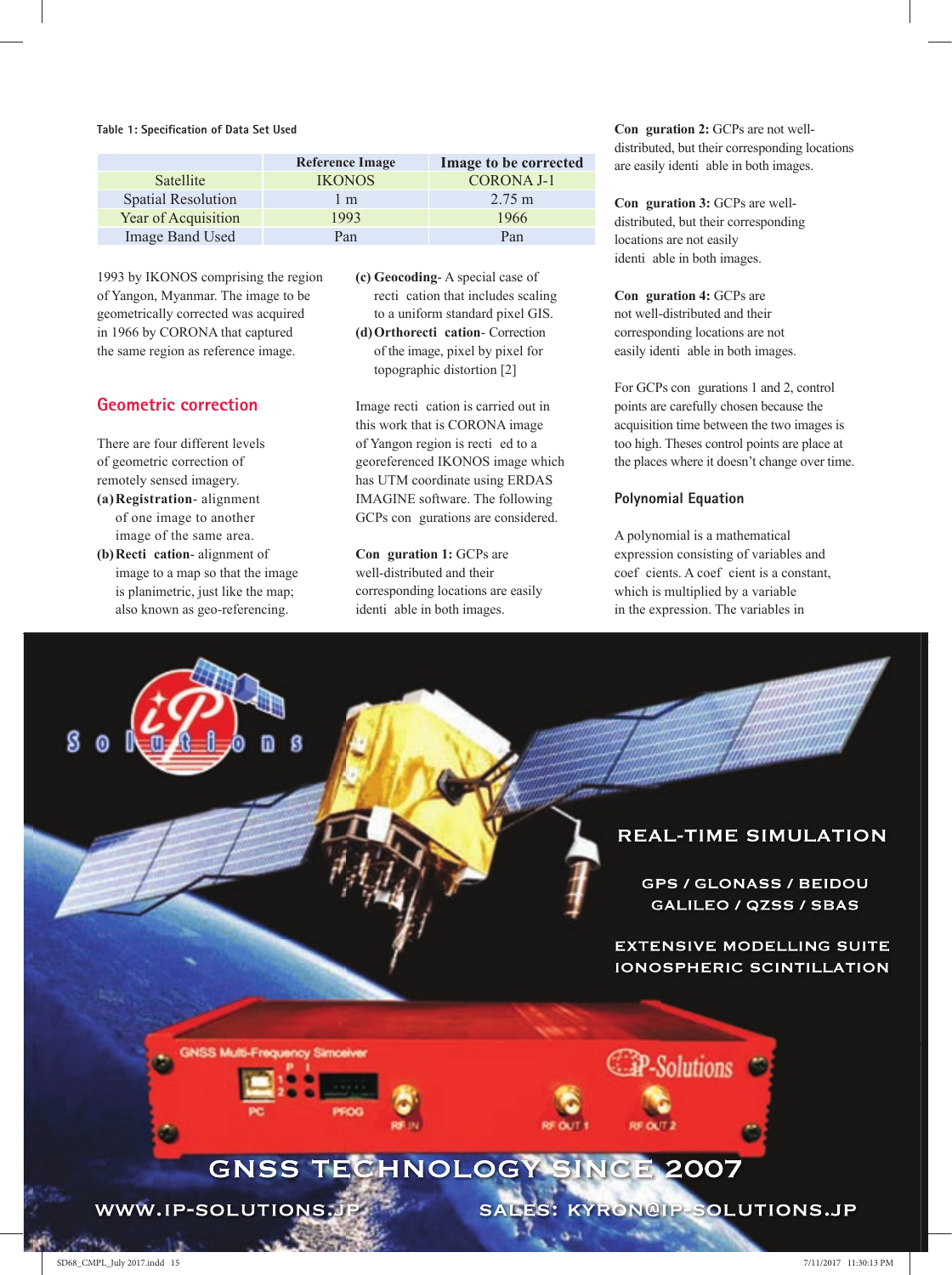Table 1: Specification of Data Set Used

| | Reference Image | Image to be corrected |
|---|---|---|
| Satellite | IKONOS | CORONA J-1 |
| Spatial Resolution | 1 m | 2.75 m |
| Year of Acquisition | 1993 | 1966 |
| Image Band Used | Pan | Pan |

1993 by IKONOS comprising the region of Yangon, Myanmar. The image to be geometrically corrected was acquired in 1966 by CORONA that captured the same region as reference image.

## Geometric correction

There are four different levels of geometric correction of remotely sensed imagery.

- **(a) Registration**- alignment of one image to another image of the same area.
- **(b) Rectification**- alignment of image to a map so that the image is planimetric, just like the map; also known as geo-referencing.
- **(c) Geocoding**- A special case of rectification that includes scaling to a uniform standard pixel GIS.
- **(d) Orthorectification**- Correction of the image, pixel by pixel for topographic distortion [2]

Image rectification is carried out in this work that is CORONA image of Yangon region is rectified to a georeferenced IKONOS image which has UTM coordinate using ERDAS IMAGINE software. The following GCPs configurations are considered.

**Configuration 1:** GCPs are well-distributed and their corresponding locations are easily identifiable in both images.

**Configuration 2:** GCPs are not well-distributed, but their corresponding locations are easily identifiable in both images.

**Configuration 3:** GCPs are well-distributed, but their corresponding locations are not easily identifiable in both images.

**Configuration 4:** GCPs are not well-distributed and their corresponding locations are not easily identifiable in both images.

For GCPs configurations 1 and 2, control points are carefully chosen because the acquisition time between the two images is too high. Theses control points are place at the places where it doesn't change over time.

### Polynomial Equation

A polynomial is a mathematical expression consisting of variables and coefficients. A coefficient is a constant, which is multiplied by a variable in the expression. The variables in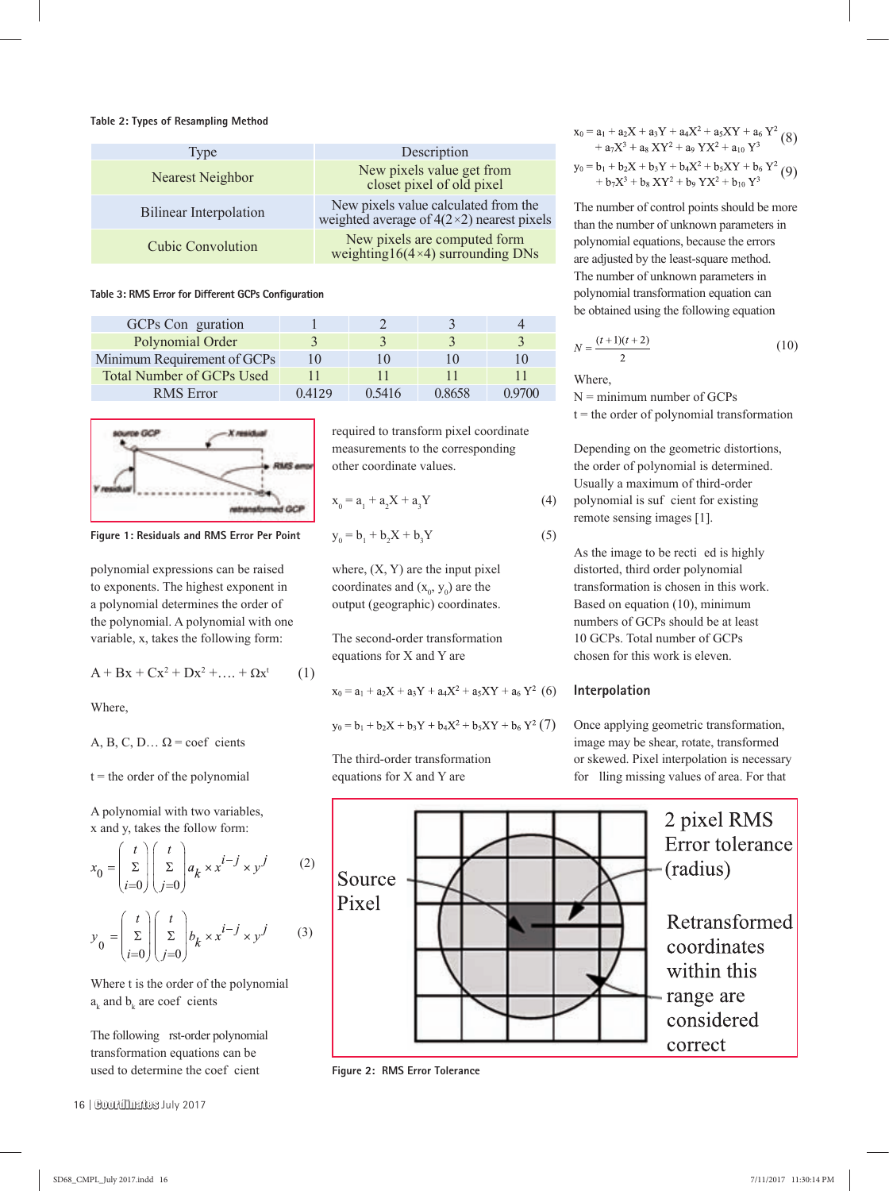Table 2: Types of Resampling Method

| Type | Description |
|---|---|
| Nearest Neighbor | New pixels value get from closet pixel of old pixel |
| Bilinear Interpolation | New pixels value calculated from the weighted average of 4(2×2) nearest pixels |
| Cubic Convolution | New pixels are computed form weighting16(4×4) surrounding DNs |

Table 3: RMS Error for Different GCPs Configuration

| GCPs Con guration | 1 | 2 | 3 | 4 |
|---|---|---|---|---|
| Polynomial Order | 3 | 3 | 3 | 3 |
| Minimum Requirement of GCPs | 10 | 10 | 10 | 10 |
| Total Number of GCPs Used | 11 | 11 | 11 | 11 |
| RMS Error | 0.4129 | 0.5416 | 0.8658 | 0.9700 |

Figure 1: Residuals and RMS Error Per Point

polynomial expressions can be raised to exponents. The highest exponent in a polynomial determines the order of the polynomial. A polynomial with one variable, x, takes the following form:

$$A + Bx + Cx^2 + Dx^2 + \ldots + \Omega x^t \qquad (1)$$

Where,

A, B, C, D… Ω = coef cients

t = the order of the polynomial

A polynomial with two variables, x and y, takes the follow form:

$$x_0 = \left(\sum_{i=0}^{t}\right)\left(\sum_{j=0}^{t}\right) a_k \times x^{i-j} \times y^j \qquad (2)$$

$$y_0 = \left(\sum_{i=0}^{t}\right)\left(\sum_{j=0}^{t}\right) b_k \times x^{i-j} \times y^j \qquad (3)$$

Where t is the order of the polynomial $a_k$ and $b_k$ are coef cients

The following rst-order polynomial transformation equations can be used to determine the coef cient required to transform pixel coordinate measurements to the corresponding other coordinate values.

$$x_0 = a_1 + a_2X + a_3Y \qquad (4)$$

$$y_0 = b_1 + b_2X + b_3Y \qquad (5)$$

where, (X, Y) are the input pixel coordinates and $(x_0, y_0)$ are the output (geographic) coordinates.

The second-order transformation equations for X and Y are

$$x_0 = a_1 + a_2X + a_3Y + a_4X^2 + a_5XY + a_6Y^2 \qquad (6)$$

$$y_0 = b_1 + b_2X + b_3Y + b_4X^2 + b_5XY + b_6Y^2 \qquad (7)$$

The third-order transformation equations for X and Y are

$$x_0 = a_1 + a_2X + a_3Y + a_4X^2 + a_5XY + a_6Y^2 + a_7X^3 + a_8XY^2 + a_9YX^2 + a_{10}Y^3 \qquad (8)$$

$$y_0 = b_1 + b_2X + b_3Y + b_4X^2 + b_5XY + b_6Y^2 + b_7X^3 + b_8XY^2 + b_9YX^2 + b_{10}Y^3 \qquad (9)$$

The number of control points should be more than the number of unknown parameters in polynomial equations, because the errors are adjusted by the least-square method. The number of unknown parameters in polynomial transformation equation can be obtained using the following equation

$$N = \frac{(t+1)(t+2)}{2} \qquad (10)$$

Where,

N = minimum number of GCPs

t = the order of polynomial transformation

Depending on the geometric distortions, the order of polynomial is determined. Usually a maximum of third-order polynomial is suf cient for existing remote sensing images [1].

As the image to be recti ed is highly distorted, third order polynomial transformation is chosen in this work. Based on equation (10), minimum numbers of GCPs should be at least 10 GCPs. Total number of GCPs chosen for this work is eleven.

## Interpolation

Once applying geometric transformation, image may be shear, rotate, transformed or skewed. Pixel interpolation is necessary for lling missing values of area. For that

Figure 2: RMS Error Tolerance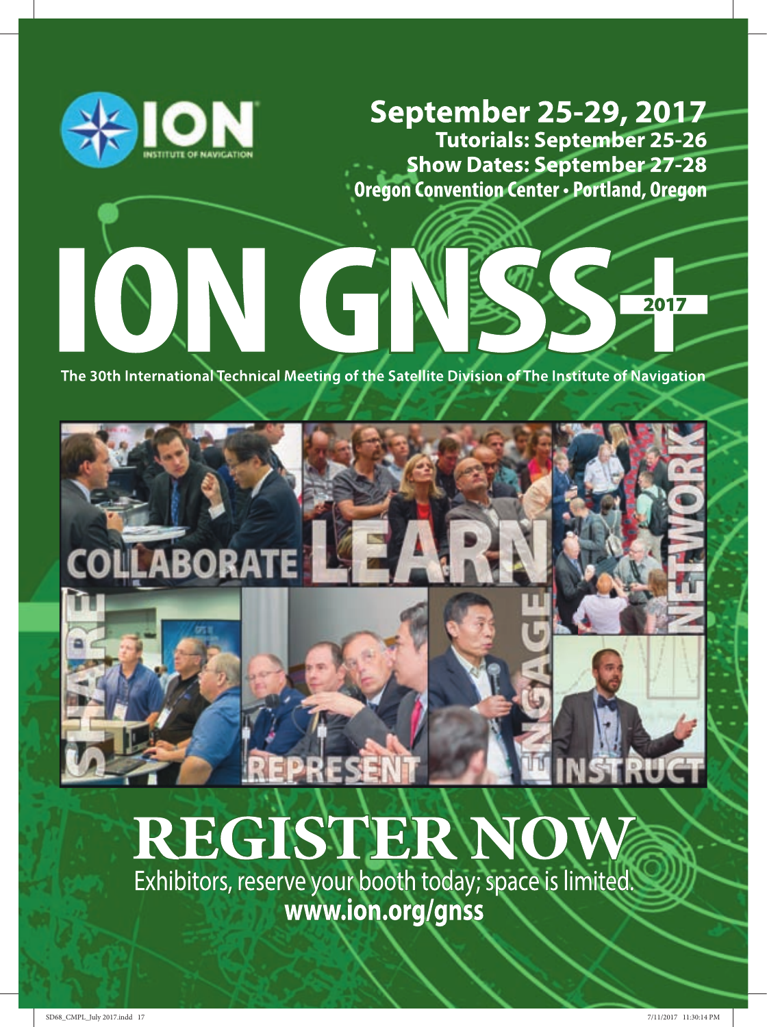ION INSTITUTE OF NAVIGATION

**September 25-29, 2017**
**Tutorials: September 25-26**
**Show Dates: September 27-28**
**Oregon Convention Center • Portland, Oregon**

# ION GNSS+ 2017

**The 30th International Technical Meeting of the Satellite Division of The Institute of Navigation**

COLLABORATE LEARN NETWORK SHARE REPRESENT ENGAGE INSTRUCT

# REGISTER NOW

Exhibitors, reserve your booth today; space is limited.

**www.ion.org/gnss**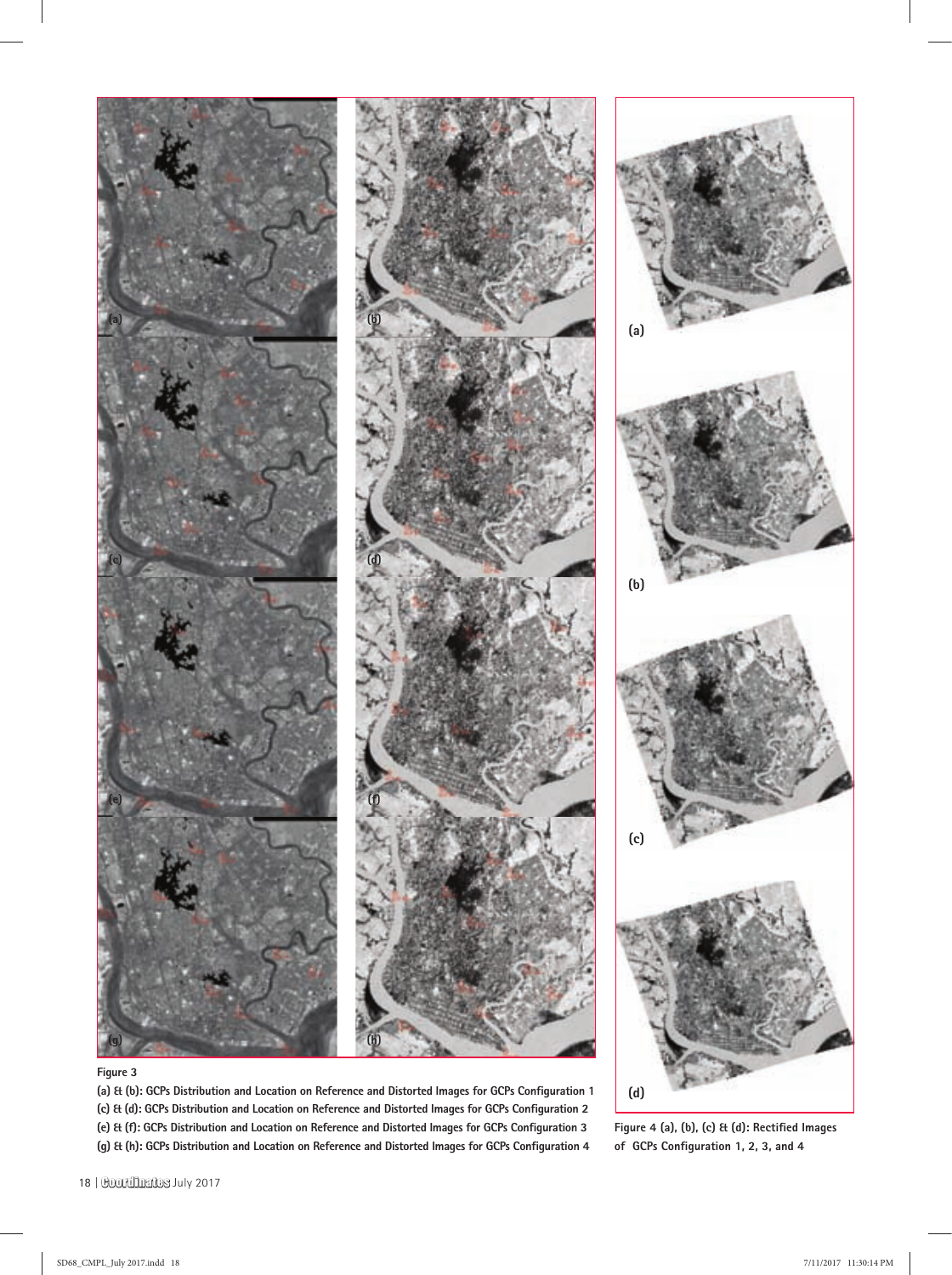Figure 3

(a) & (b): GCPs Distribution and Location on Reference and Distorted Images for GCPs Configuration 1
(c) & (d): GCPs Distribution and Location on Reference and Distorted Images for GCPs Configuration 2
(e) & (f): GCPs Distribution and Location on Reference and Distorted Images for GCPs Configuration 3
(g) & (h): GCPs Distribution and Location on Reference and Distorted Images for GCPs Configuration 4

Figure 4 (a), (b), (c) & (d): Rectified Images of GCPs Configuration 1, 2, 3, and 4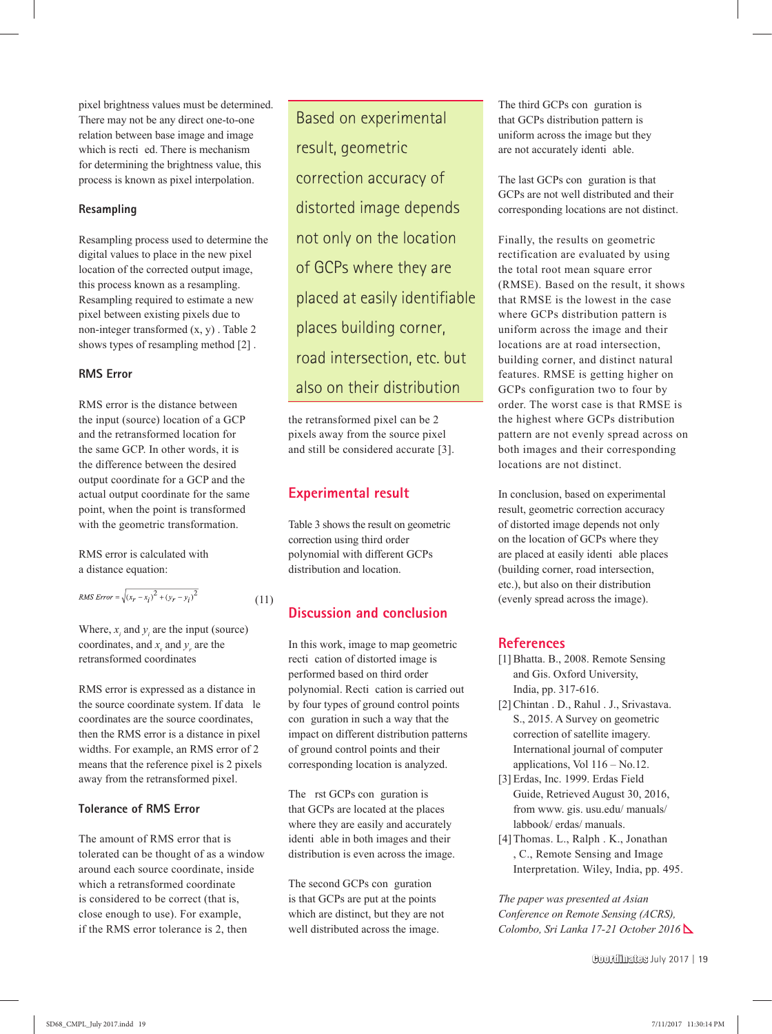pixel brightness values must be determined. There may not be any direct one-to-one relation between base image and image which is recti ed. There is mechanism for determining the brightness value, this process is known as pixel interpolation.

### Resampling

Resampling process used to determine the digital values to place in the new pixel location of the corrected output image, this process known as a resampling. Resampling required to estimate a new pixel between existing pixels due to non-integer transformed (x, y) . Table 2 shows types of resampling method [2] .

### RMS Error

RMS error is the distance between the input (source) location of a GCP and the retransformed location for the same GCP. In other words, it is the difference between the desired output coordinate for a GCP and the actual output coordinate for the same point, when the point is transformed with the geometric transformation.

RMS error is calculated with a distance equation:

$$RMS\ Error = \sqrt{(x_r - x_i)^2 + (y_r - y_i)^2} \qquad (11)$$

Where, $x_i$ and $y_i$ are the input (source) coordinates, and $x_r$ and $y_r$ are the retransformed coordinates

RMS error is expressed as a distance in the source coordinate system. If data le coordinates are the source coordinates, then the RMS error is a distance in pixel widths. For example, an RMS error of 2 means that the reference pixel is 2 pixels away from the retransformed pixel.

### Tolerance of RMS Error

The amount of RMS error that is tolerated can be thought of as a window around each source coordinate, inside which a retransformed coordinate is considered to be correct (that is, close enough to use). For example, if the RMS error tolerance is 2, then the retransformed pixel can be 2 pixels away from the source pixel and still be considered accurate [3].

> Based on experimental result, geometric correction accuracy of distorted image depends not only on the location of GCPs where they are placed at easily identifiable places building corner, road intersection, etc. but also on their distribution

## Experimental result

Table 3 shows the result on geometric correction using third order polynomial with different GCPs distribution and location.

## Discussion and conclusion

In this work, image to map geometric recti cation of distorted image is performed based on third order polynomial. Recti cation is carried out by four types of ground control points con guration in such a way that the impact on different distribution patterns of ground control points and their corresponding location is analyzed.

The rst GCPs con guration is that GCPs are located at the places where they are easily and accurately identi able in both images and their distribution is even across the image.

The second GCPs con guration is that GCPs are put at the points which are distinct, but they are not well distributed across the image.

The third GCPs con guration is that GCPs distribution pattern is uniform across the image but they are not accurately identi able.

The last GCPs con guration is that GCPs are not well distributed and their corresponding locations are not distinct.

Finally, the results on geometric rectification are evaluated by using the total root mean square error (RMSE). Based on the result, it shows that RMSE is the lowest in the case where GCPs distribution pattern is uniform across the image and their locations are at road intersection, building corner, and distinct natural features. RMSE is getting higher on GCPs configuration two to four by order. The worst case is that RMSE is the highest where GCPs distribution pattern are not evenly spread across on both images and their corresponding locations are not distinct.

In conclusion, based on experimental result, geometric correction accuracy of distorted image depends not only on the location of GCPs where they are placed at easily identi able places (building corner, road intersection, etc.), but also on their distribution (evenly spread across the image).

## References

[1] Bhatta. B., 2008. Remote Sensing and Gis. Oxford University, India, pp. 317-616.

[2] Chintan . D., Rahul . J., Srivastava. S., 2015. A Survey on geometric correction of satellite imagery. International journal of computer applications, Vol 116 – No.12.

[3] Erdas, Inc. 1999. Erdas Field Guide, Retrieved August 30, 2016, from www. gis. usu.edu/ manuals/ labbook/ erdas/ manuals.

[4] Thomas. L., Ralph . K., Jonathan , C., Remote Sensing and Image Interpretation. Wiley, India, pp. 495.

*The paper was presented at Asian Conference on Remote Sensing (ACRS), Colombo, Sri Lanka 17-21 October 2016*